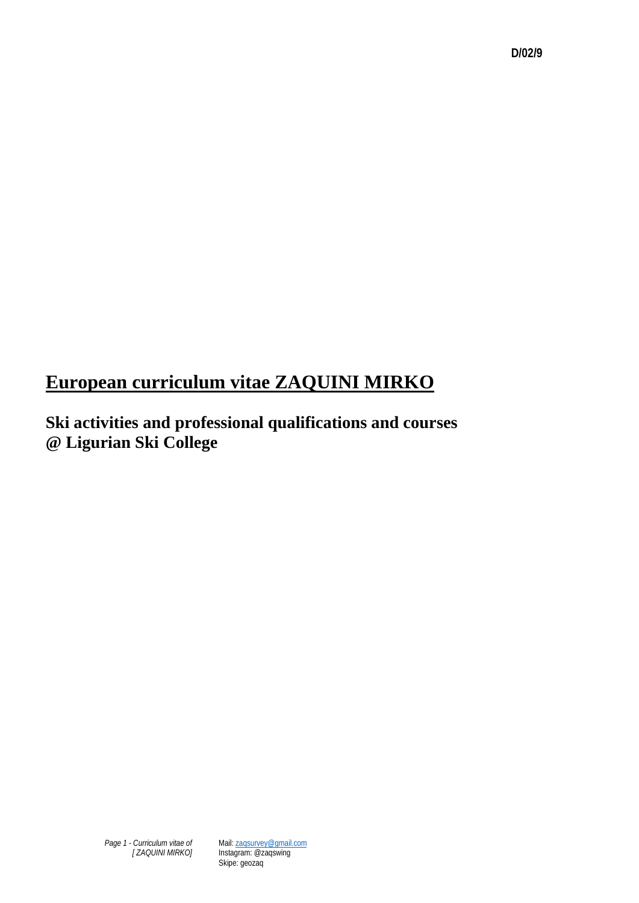D/02/9

# European curriculum vitae ZAQUINI MIRKO

## Ski activities and professional qualifications and courses @ Ligurian Ski College

Mail: zaqsurvey@gmail.com
Instagram: @zaqswing
Skipe: geozaq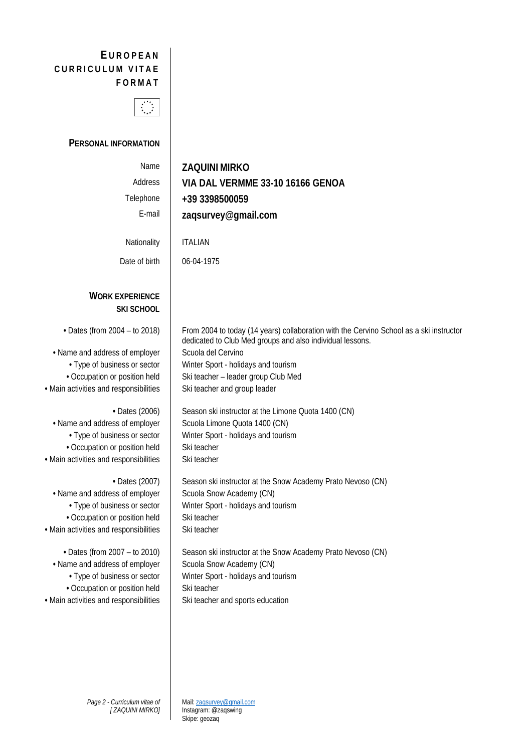# EUROPEAN CURRICULUM VITAE FORMAT

## PERSONAL INFORMATION

| | |
|---|---|
| Name | **ZAQUINI MIRKO** |
| Address | **VIA DAL VERMME 33-10 16166 GENOA** |
| Telephone | **+39 3398500059** |
| E-mail | **zaqsurvey@gmail.com** |
| Nationality | ITALIAN |
| Date of birth | 06-04-1975 |

## WORK EXPERIENCE
### SKI SCHOOL

| | |
|---|---|
| • Dates (from 2004 – to 2018) | From 2004 to today (14 years) collaboration with the Cervino School as a ski instructor dedicated to Club Med groups and also individual lessons. |
| • Name and address of employer | Scuola del Cervino |
| • Type of business or sector | Winter Sport - holidays and tourism |
| • Occupation or position held | Ski teacher – leader group Club Med |
| • Main activities and responsibilities | Ski teacher and group leader |

| | |
|---|---|
| • Dates (2006) | Season ski instructor at the Limone Quota 1400 (CN) |
| • Name and address of employer | Scuola Limone Quota 1400 (CN) |
| • Type of business or sector | Winter Sport - holidays and tourism |
| • Occupation or position held | Ski teacher |
| • Main activities and responsibilities | Ski teacher |

| | |
|---|---|
| • Dates (2007) | Season ski instructor at the Snow Academy Prato Nevoso (CN) |
| • Name and address of employer | Scuola Snow Academy (CN) |
| • Type of business or sector | Winter Sport - holidays and tourism |
| • Occupation or position held | Ski teacher |
| • Main activities and responsibilities | Ski teacher |

| | |
|---|---|
| • Dates (from 2007 – to 2010) | Season ski instructor at the Snow Academy Prato Nevoso (CN) |
| • Name and address of employer | Scuola Snow Academy (CN) |
| • Type of business or sector | Winter Sport - holidays and tourism |
| • Occupation or position held | Ski teacher |
| • Main activities and responsibilities | Ski teacher and sports education |

Mail: zaqsurvey@gmail.com
Instagram: @zaqswing
Skipe: geozaq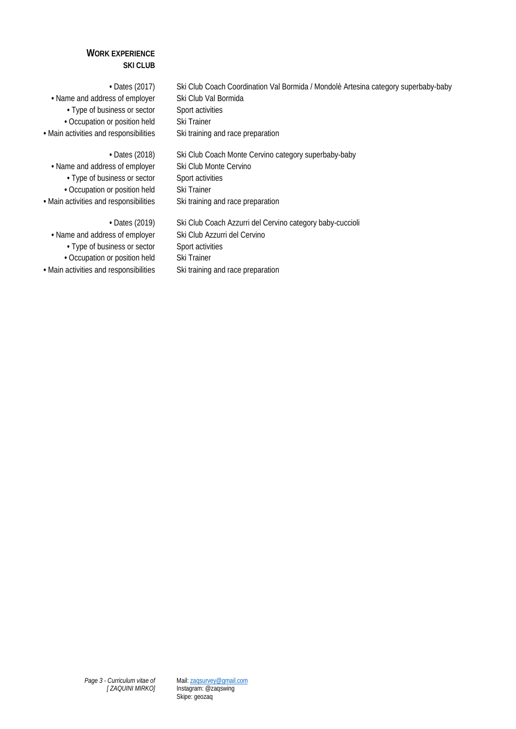## Work Experience

### Ski Club

| | |
|---|---|
| • Dates (2017) | Ski Club Coach Coordination Val Bormida / Mondolè Artesina category superbaby-baby |
| • Name and address of employer | Ski Club Val Bormida |
| • Type of business or sector | Sport activities |
| • Occupation or position held | Ski Trainer |
| • Main activities and responsibilities | Ski training and race preparation |

| | |
|---|---|
| • Dates (2018) | Ski Club Coach Monte Cervino category superbaby-baby |
| • Name and address of employer | Ski Club Monte Cervino |
| • Type of business or sector | Sport activities |
| • Occupation or position held | Ski Trainer |
| • Main activities and responsibilities | Ski training and race preparation |

| | |
|---|---|
| • Dates (2019) | Ski Club Coach Azzurri del Cervino category baby-cuccioli |
| • Name and address of employer | Ski Club Azzurri del Cervino |
| • Type of business or sector | Sport activities |
| • Occupation or position held | Ski Trainer |
| • Main activities and responsibilities | Ski training and race preparation |

Mail: zaqsurvey@gmail.com
Instagram: @zaqswing
Skipe: geozaq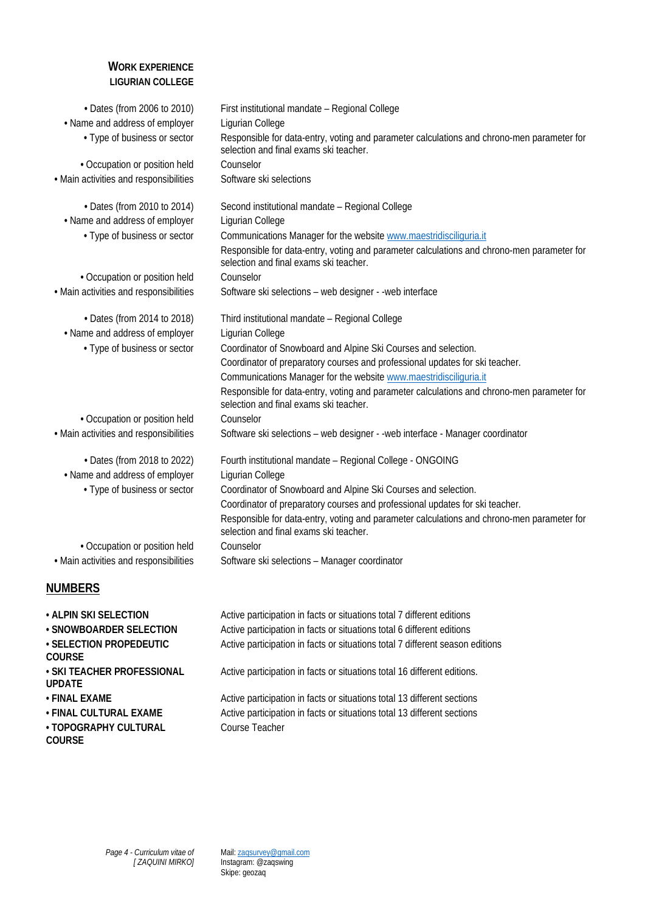## WORK EXPERIENCE
### LIGURIAN COLLEGE

| | |
|---|---|
| • Dates (from 2006 to 2010) | First institutional mandate – Regional College |
| • Name and address of employer | Ligurian College |
| • Type of business or sector | Responsible for data-entry, voting and parameter calculations and chrono-men parameter for selection and final exams ski teacher. |
| • Occupation or position held | Counselor |
| • Main activities and responsibilities | Software ski selections |

| | |
|---|---|
| • Dates (from 2010 to 2014) | Second institutional mandate – Regional College |
| • Name and address of employer | Ligurian College |
| • Type of business or sector | Communications Manager for the website www.maestridisciliguria.it<br>Responsible for data-entry, voting and parameter calculations and chrono-men parameter for selection and final exams ski teacher. |
| • Occupation or position held | Counselor |
| • Main activities and responsibilities | Software ski selections – web designer - -web interface |

| | |
|---|---|
| • Dates (from 2014 to 2018) | Third institutional mandate – Regional College |
| • Name and address of employer | Ligurian College |
| • Type of business or sector | Coordinator of Snowboard and Alpine Ski Courses and selection.<br>Coordinator of preparatory courses and professional updates for ski teacher.<br>Communications Manager for the website www.maestridisciliguria.it<br>Responsible for data-entry, voting and parameter calculations and chrono-men parameter for selection and final exams ski teacher. |
| • Occupation or position held | Counselor |
| • Main activities and responsibilities | Software ski selections – web designer - -web interface - Manager coordinator |

| | |
|---|---|
| • Dates (from 2018 to 2022) | Fourth institutional mandate – Regional College - ONGOING |
| • Name and address of employer | Ligurian College |
| • Type of business or sector | Coordinator of Snowboard and Alpine Ski Courses and selection.<br>Coordinator of preparatory courses and professional updates for ski teacher.<br>Responsible for data-entry, voting and parameter calculations and chrono-men parameter for selection and final exams ski teacher. |
| • Occupation or position held | Counselor |
| • Main activities and responsibilities | Software ski selections – Manager coordinator |

## NUMBERS

| | |
|---|---|
| **• ALPIN SKI SELECTION** | Active participation in facts or situations total 7 different editions |
| **• SNOWBOARDER SELECTION** | Active participation in facts or situations total 6 different editions |
| **• SELECTION PROPEDEUTIC COURSE** | Active participation in facts or situations total 7 different season editions |
| **• SKI TEACHER PROFESSIONAL UPDATE** | Active participation in facts or situations total 16 different editions. |
| **• FINAL EXAME** | Active participation in facts or situations total 13 different sections |
| **• FINAL CULTURAL EXAME** | Active participation in facts or situations total 13 different sections |
| **• TOPOGRAPHY CULTURAL COURSE** | Course Teacher |

Mail: zaqsurvey@gmail.com
Instagram: @zaqswing
Skipe: geozaq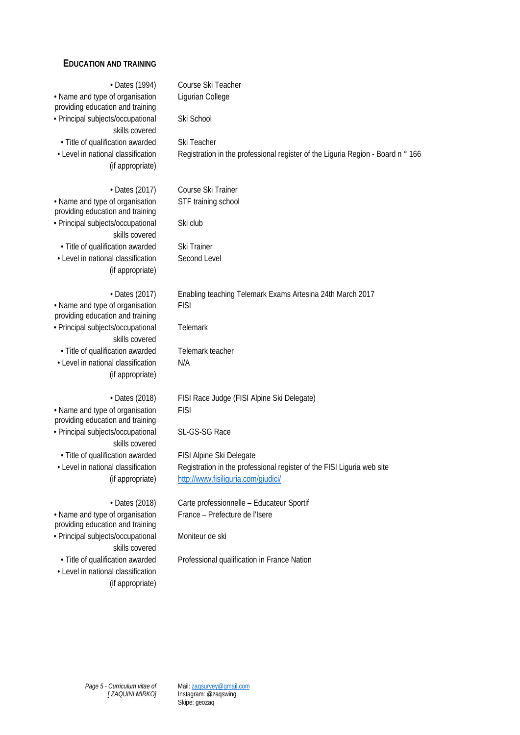## EDUCATION AND TRAINING

| | |
|---|---|
| • Dates (1994) | Course Ski Teacher |
| • Name and type of organisation providing education and training | Ligurian College |
| • Principal subjects/occupational skills covered | Ski School |
| • Title of qualification awarded | Ski Teacher |
| • Level in national classification (if appropriate) | Registration in the professional register of the Liguria Region - Board n ° 166 |

| | |
|---|---|
| • Dates (2017) | Course Ski Trainer |
| • Name and type of organisation providing education and training | STF training school |
| • Principal subjects/occupational skills covered | Ski club |
| • Title of qualification awarded | Ski Trainer |
| • Level in national classification (if appropriate) | Second Level |

| | |
|---|---|
| • Dates (2017) | Enabling teaching Telemark Exams Artesina 24th March 2017 |
| • Name and type of organisation providing education and training | FISI |
| • Principal subjects/occupational skills covered | Telemark |
| • Title of qualification awarded | Telemark teacher |
| • Level in national classification (if appropriate) | N/A |

| | |
|---|---|
| • Dates (2018) | FISI Race Judge (FISI Alpine Ski Delegate) |
| • Name and type of organisation providing education and training | FISI |
| • Principal subjects/occupational skills covered | SL-GS-SG Race |
| • Title of qualification awarded | FISI Alpine Ski Delegate |
| • Level in national classification (if appropriate) | Registration in the professional register of the FISI Liguria web site http://www.fisiliguria.com/giudici/ |

| | |
|---|---|
| • Dates (2018) | Carte professionnelle – Educateur Sportif |
| • Name and type of organisation providing education and training | France – Prefecture de l'Isere |
| • Principal subjects/occupational skills covered | Moniteur de ski |
| • Title of qualification awarded | Professional qualification in France Nation |
| • Level in national classification (if appropriate) | |

Mail: zaqsurvey@gmail.com
Instagram: @zaqswing
Skipe: geozaq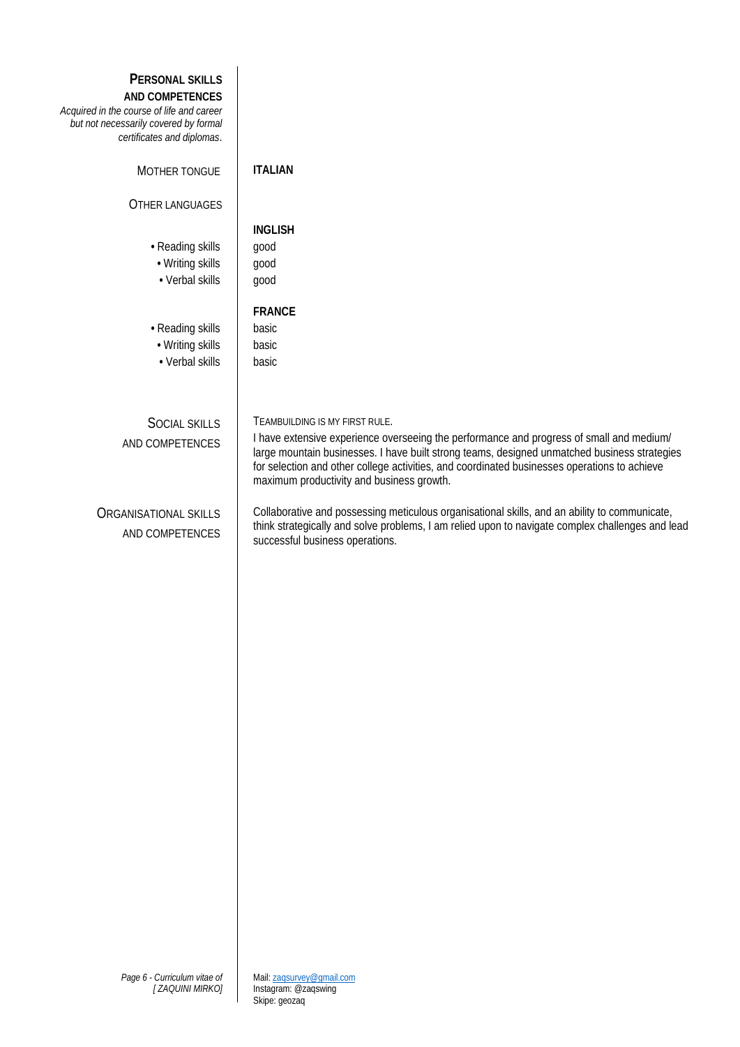## PERSONAL SKILLS AND COMPETENCES

*Acquired in the course of life and career but not necessarily covered by formal certificates and diplomas.*

| | |
|---|---|
| MOTHER TONGUE | **ITALIAN** |
| OTHER LANGUAGES | |
| | **INGLISH** |
| • Reading skills | good |
| • Writing skills | good |
| • Verbal skills | good |
| | **FRANCE** |
| • Reading skills | basic |
| • Writing skills | basic |
| • Verbal skills | basic |

**SOCIAL SKILLS AND COMPETENCES**

TEAMBUILDING IS MY FIRST RULE.

I have extensive experience overseeing the performance and progress of small and medium/ large mountain businesses. I have built strong teams, designed unmatched business strategies for selection and other college activities, and coordinated businesses operations to achieve maximum productivity and business growth.

**ORGANISATIONAL SKILLS AND COMPETENCES**

Collaborative and possessing meticulous organisational skills, and an ability to communicate, think strategically and solve problems, I am relied upon to navigate complex challenges and lead successful business operations.

Mail: zaqsurvey@gmail.com
Instagram: @zaqswing
Skipe: geozaq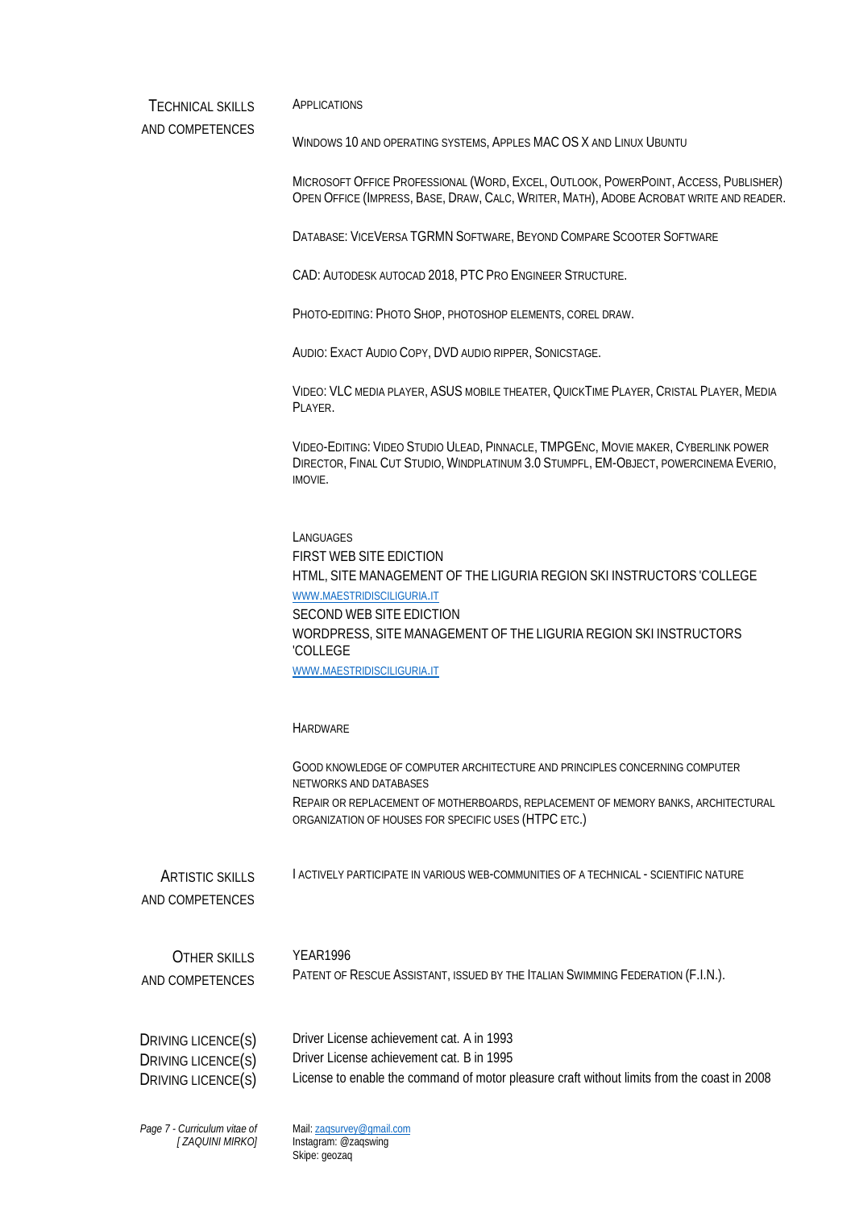**Technical skills and competences**

Applications

Windows 10 and operating systems, Apples MAC OS X and Linux Ubuntu

Microsoft Office Professional (Word, Excel, Outlook, PowerPoint, Access, Publisher) Open Office (Impress, Base, Draw, Calc, Writer, Math), Adobe Acrobat write and reader.

Database: ViceVersa TGRMN Software, Beyond Compare Scooter Software

CAD: Autodesk autocad 2018, PTC Pro Engineer Structure.

Photo-editing: Photo Shop, photoshop elements, corel draw.

Audio: Exact Audio Copy, DVD audio ripper, Sonicstage.

Video: VLC media player, ASUS mobile theater, QuickTime Player, Cristal Player, Media Player.

Video-Editing: Video Studio Ulead, Pinnacle, TMPGEnc, Movie maker, Cyberlink power Director, Final Cut Studio, Windplatinum 3.0 Stumpfl, EM-Object, powercinema Everio, iMovie.

Languages

FIRST WEB SITE EDICTION

HTML, SITE MANAGEMENT OF THE LIGURIA REGION SKI INSTRUCTORS 'COLLEGE

WWW.MAESTRIDISCILIGURIA.IT

SECOND WEB SITE EDICTION

WORDPRESS, SITE MANAGEMENT OF THE LIGURIA REGION SKI INSTRUCTORS 'COLLEGE

WWW.MAESTRIDISCILIGURIA.IT

Hardware

Good knowledge of computer architecture and principles concerning computer networks and databases

Repair or replacement of motherboards, replacement of memory banks, architectural organization of houses for specific uses (HTPC etc.)

**Artistic skills and competences**

I actively participate in various web-communities of a technical - scientific nature

**Other skills and competences**

YEAR1996

Patent of Rescue Assistant, issued by the Italian Swimming Federation (F.I.N.).

**Driving licence(s)**

Driver License achievement cat. A in 1993

Driver License achievement cat. B in 1995

License to enable the command of motor pleasure craft without limits from the coast in 2008

Mail: zaqsurvey@gmail.com
Instagram: @zaqswing
Skipe: geozaq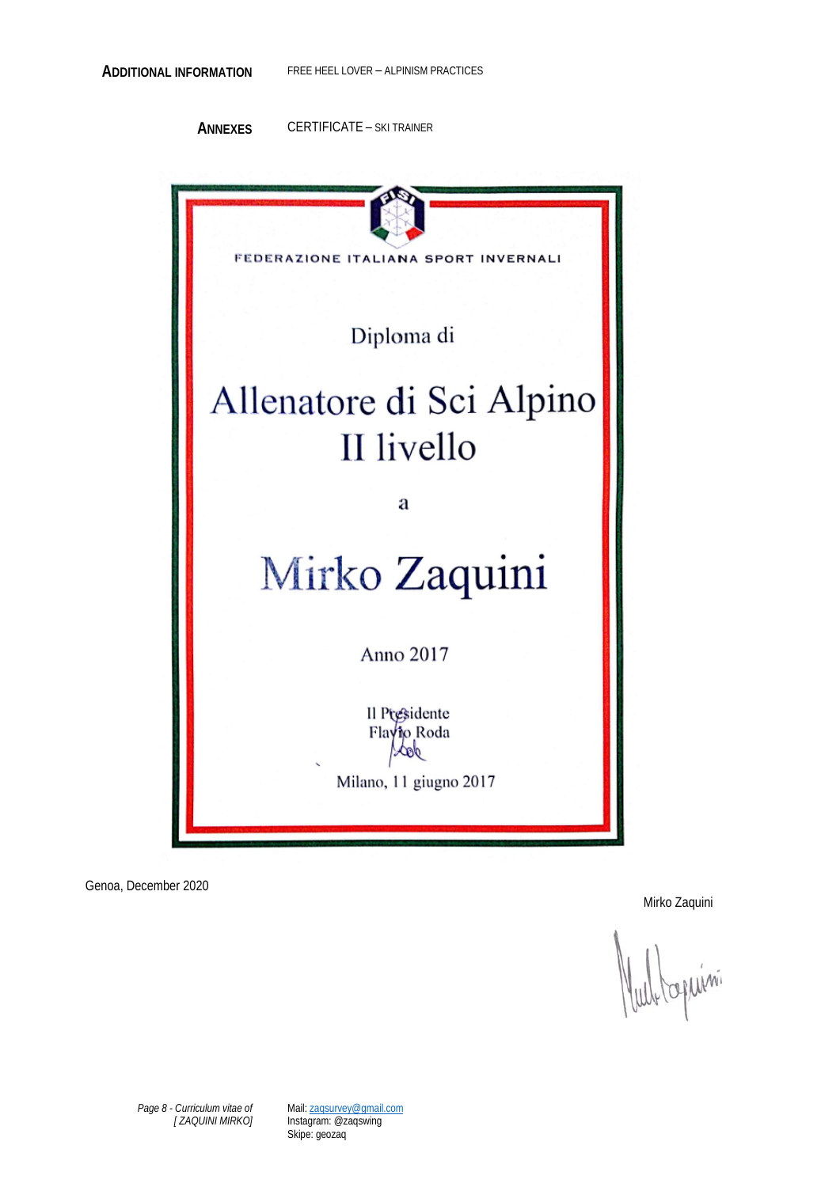**ADDITIONAL INFORMATION** FREE HEEL LOVER – ALPINISM PRACTICES

**ANNEXES** CERTIFICATE – SKI TRAINER

FEDERAZIONE ITALIANA SPORT INVERNALI

Diploma di

Allenatore di Sci Alpino
II livello

a

Mirko Zaquini

Anno 2017

Il Presidente
Flavio Roda

Milano, 11 giugno 2017

Genoa, December 2020

Mirko Zaquini

Mail: zaqsurvey@gmail.com
Instagram: @zaqswing
Skipe: geozaq